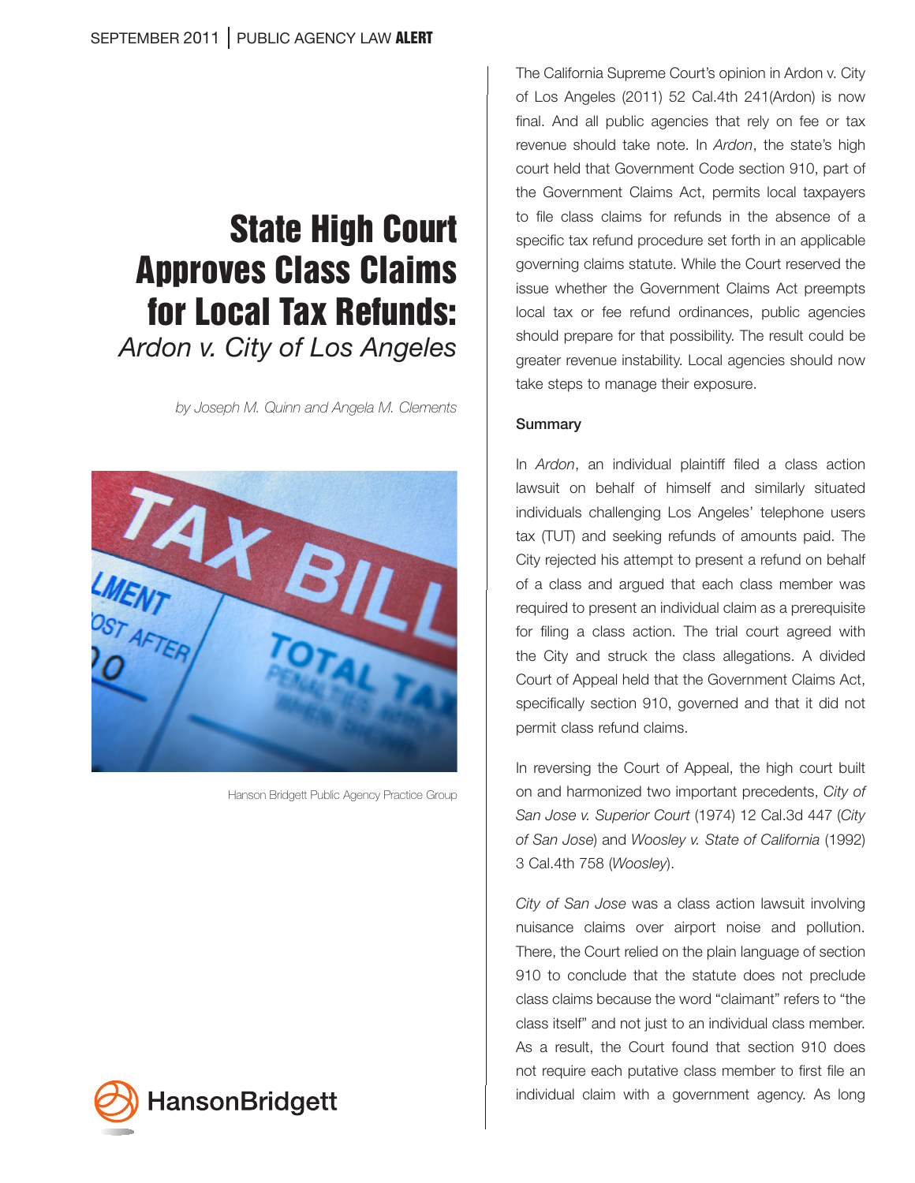# State High Court Approves Class Claims for Local Tax Refunds: *Ardon v. City of Los Angeles*

*by Joseph M. Quinn and Angela M. Clements*

Hanson Bridgett Public Agency Practice Group

The California Supreme Court's opinion in Ardon v. City of Los Angeles (2011) 52 Cal.4th 241(Ardon) is now final. And all public agencies that rely on fee or tax revenue should take note. In *Ardon*, the state's high court held that Government Code section 910, part of the Government Claims Act, permits local taxpayers to file class claims for refunds in the absence of a specific tax refund procedure set forth in an applicable governing claims statute. While the Court reserved the issue whether the Government Claims Act preempts local tax or fee refund ordinances, public agencies should prepare for that possibility. The result could be greater revenue instability. Local agencies should now take steps to manage their exposure.

### Summary

In *Ardon*, an individual plaintiff filed a class action lawsuit on behalf of himself and similarly situated individuals challenging Los Angeles' telephone users tax (TUT) and seeking refunds of amounts paid. The City rejected his attempt to present a refund on behalf of a class and argued that each class member was required to present an individual claim as a prerequisite for filing a class action. The trial court agreed with the City and struck the class allegations. A divided Court of Appeal held that the Government Claims Act, specifically section 910, governed and that it did not permit class refund claims.

In reversing the Court of Appeal, the high court built on and harmonized two important precedents, *City of San Jose v. Superior Court* (1974) 12 Cal.3d 447 (*City of San Jose*) and *Woosley v. State of California* (1992) 3 Cal.4th 758 (*Woosley*).

*City of San Jose* was a class action lawsuit involving nuisance claims over airport noise and pollution. There, the Court relied on the plain language of section 910 to conclude that the statute does not preclude class claims because the word "claimant" refers to "the class itself" and not just to an individual class member. As a result, the Court found that section 910 does not require each putative class member to first file an individual claim with a government agency. As long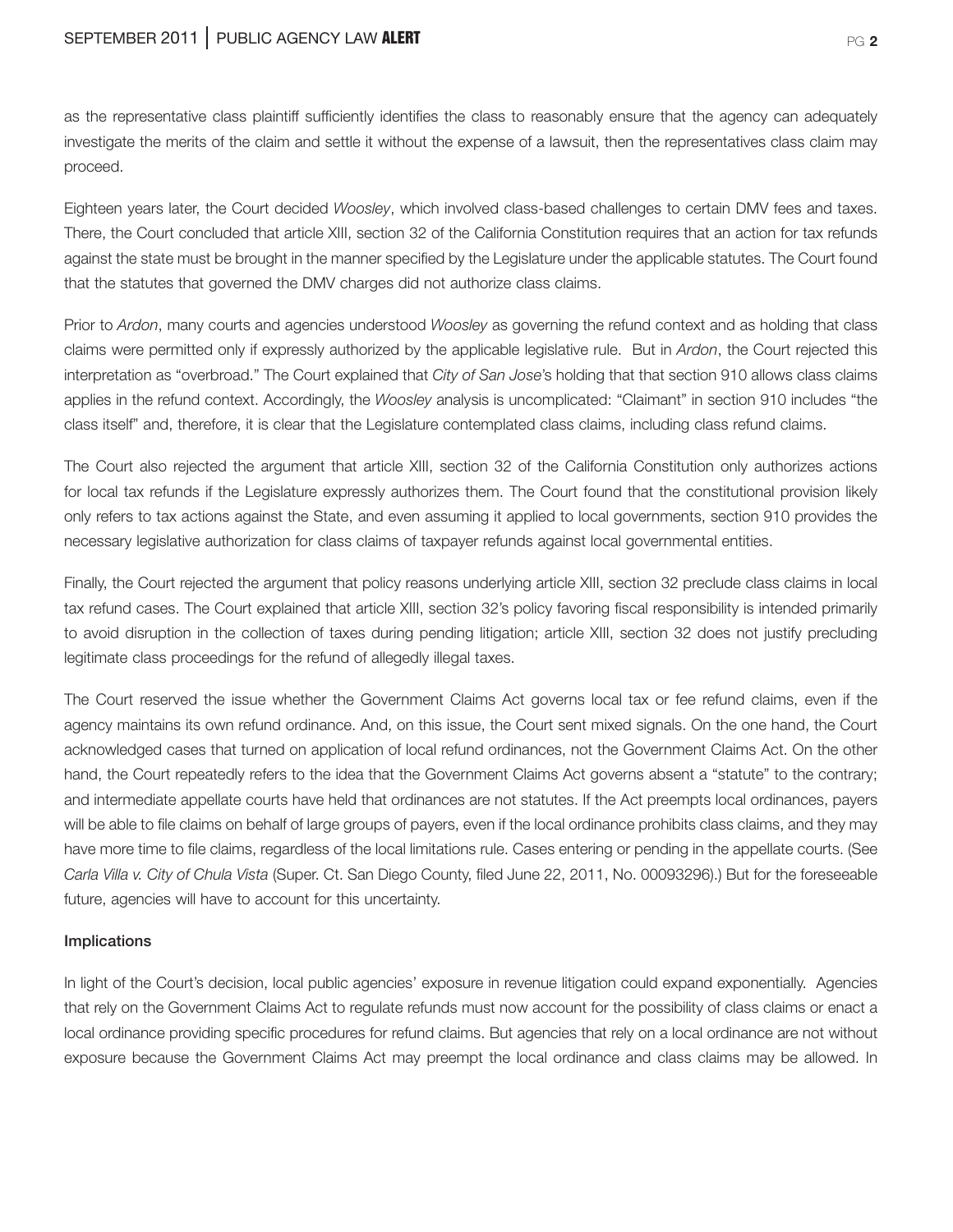as the representative class plaintiff sufficiently identifies the class to reasonably ensure that the agency can adequately investigate the merits of the claim and settle it without the expense of a lawsuit, then the representatives class claim may proceed.

Eighteen years later, the Court decided *Woosley*, which involved class-based challenges to certain DMV fees and taxes. There, the Court concluded that article XIII, section 32 of the California Constitution requires that an action for tax refunds against the state must be brought in the manner specified by the Legislature under the applicable statutes. The Court found that the statutes that governed the DMV charges did not authorize class claims.

Prior to *Ardon*, many courts and agencies understood *Woosley* as governing the refund context and as holding that class claims were permitted only if expressly authorized by the applicable legislative rule. But in *Ardon*, the Court rejected this interpretation as "overbroad." The Court explained that *City of San Jose*'s holding that that section 910 allows class claims applies in the refund context. Accordingly, the *Woosley* analysis is uncomplicated: "Claimant" in section 910 includes "the class itself" and, therefore, it is clear that the Legislature contemplated class claims, including class refund claims.

The Court also rejected the argument that article XIII, section 32 of the California Constitution only authorizes actions for local tax refunds if the Legislature expressly authorizes them. The Court found that the constitutional provision likely only refers to tax actions against the State, and even assuming it applied to local governments, section 910 provides the necessary legislative authorization for class claims of taxpayer refunds against local governmental entities.

Finally, the Court rejected the argument that policy reasons underlying article XIII, section 32 preclude class claims in local tax refund cases. The Court explained that article XIII, section 32's policy favoring fiscal responsibility is intended primarily to avoid disruption in the collection of taxes during pending litigation; article XIII, section 32 does not justify precluding legitimate class proceedings for the refund of allegedly illegal taxes.

The Court reserved the issue whether the Government Claims Act governs local tax or fee refund claims, even if the agency maintains its own refund ordinance. And, on this issue, the Court sent mixed signals. On the one hand, the Court acknowledged cases that turned on application of local refund ordinances, not the Government Claims Act. On the other hand, the Court repeatedly refers to the idea that the Government Claims Act governs absent a "statute" to the contrary; and intermediate appellate courts have held that ordinances are not statutes. If the Act preempts local ordinances, payers will be able to file claims on behalf of large groups of payers, even if the local ordinance prohibits class claims, and they may have more time to file claims, regardless of the local limitations rule. Cases entering or pending in the appellate courts. (See *Carla Villa v. City of Chula Vista* (Super. Ct. San Diego County, filed June 22, 2011, No. 00093296).) But for the foreseeable future, agencies will have to account for this uncertainty.

#### Implications

In light of the Court's decision, local public agencies' exposure in revenue litigation could expand exponentially. Agencies that rely on the Government Claims Act to regulate refunds must now account for the possibility of class claims or enact a local ordinance providing specific procedures for refund claims. But agencies that rely on a local ordinance are not without exposure because the Government Claims Act may preempt the local ordinance and class claims may be allowed. In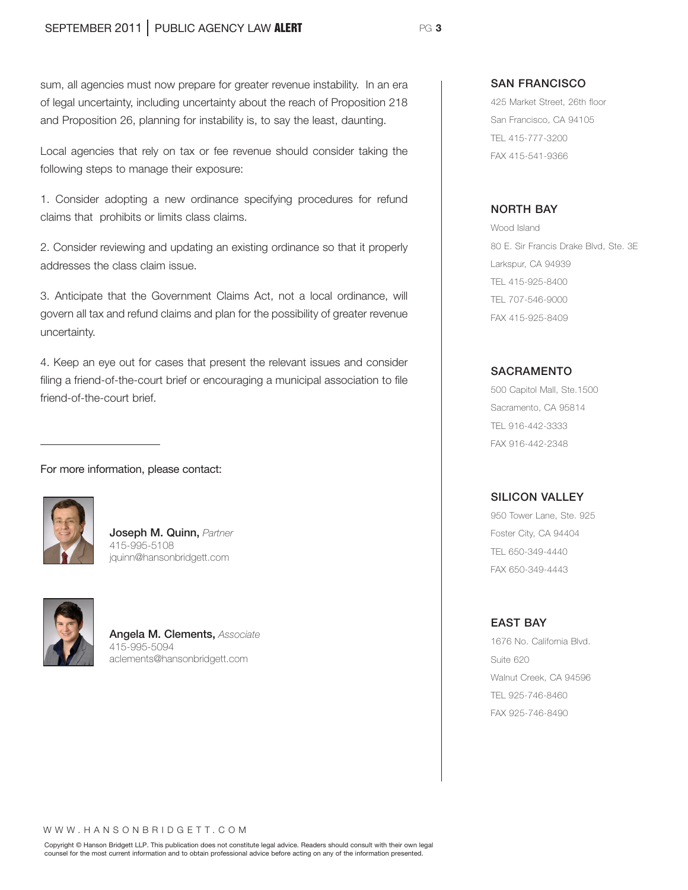sum, all agencies must now prepare for greater revenue instability. In an era of legal uncertainty, including uncertainty about the reach of Proposition 218 and Proposition 26, planning for instability is, to say the least, daunting.

Local agencies that rely on tax or fee revenue should consider taking the following steps to manage their exposure:

1. Consider adopting a new ordinance specifying procedures for refund claims that prohibits or limits class claims.

2. Consider reviewing and updating an existing ordinance so that it properly addresses the class claim issue.

3. Anticipate that the Government Claims Act, not a local ordinance, will govern all tax and refund claims and plan for the possibility of greater revenue uncertainty.

4. Keep an eye out for cases that present the relevant issues and consider filing a friend-of-the-court brief or encouraging a municipal association to file friend-of-the-court brief.

---

For more information, please contact:

**Joseph M. Quinn,** *Partner*
415-995-5108
jquinn@hansonbridgett.com

**Angela M. Clements,** *Associate*
415-995-5094
aclements@hansonbridgett.com

### SAN FRANCISCO

425 Market Street, 26th floor
San Francisco, CA 94105
TEL 415-777-3200
FAX 415-541-9366

### NORTH BAY

Wood Island
80 E. Sir Francis Drake Blvd, Ste. 3E
Larkspur, CA 94939
TEL 415-925-8400
TEL 707-546-9000
FAX 415-925-8409

### SACRAMENTO

500 Capitol Mall, Ste.1500
Sacramento, CA 95814
TEL 916-442-3333
FAX 916-442-2348

### SILICON VALLEY

950 Tower Lane, Ste. 925
Foster City, CA 94404
TEL 650-349-4440
FAX 650-349-4443

### EAST BAY

1676 No. California Blvd.
Suite 620
Walnut Creek, CA 94596
TEL 925-746-8460
FAX 925-746-8490

WWW.HANSONBRIDGETT.COM

Copyright © Hanson Bridgett LLP. This publication does not constitute legal advice. Readers should consult with their own legal counsel for the most current information and to obtain professional advice before acting on any of the information presented.